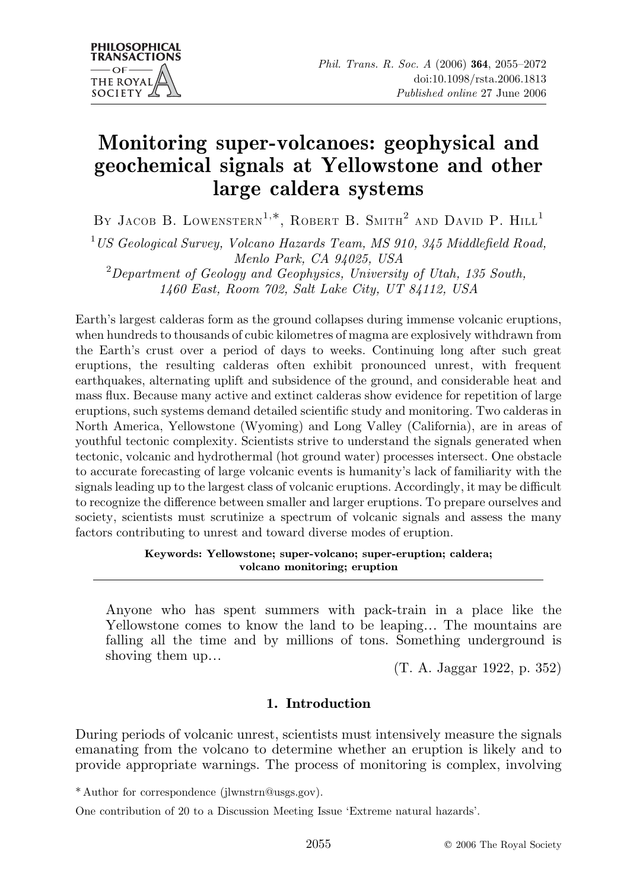# Monitoring super-volcanoes: geophysical and geochemical signals at Yellowstone and other large caldera systems

By Jacob B. Lowenstern[1,*], Robert B. Smith[2] and David P. Hill[1]

[1] *US Geological Survey, Volcano Hazards Team, MS 910, 345 Middlefield Road, Menlo Park, CA 94025, USA*

[2] *Department of Geology and Geophysics, University of Utah, 135 South, 1460 East, Room 702, Salt Lake City, UT 84112, USA*

Earth's largest calderas form as the ground collapses during immense volcanic eruptions, when hundreds to thousands of cubic kilometres of magma are explosively withdrawn from the Earth's crust over a period of days to weeks. Continuing long after such great eruptions, the resulting calderas often exhibit pronounced unrest, with frequent earthquakes, alternating uplift and subsidence of the ground, and considerable heat and mass flux. Because many active and extinct calderas show evidence for repetition of large eruptions, such systems demand detailed scientific study and monitoring. Two calderas in North America, Yellowstone (Wyoming) and Long Valley (California), are in areas of youthful tectonic complexity. Scientists strive to understand the signals generated when tectonic, volcanic and hydrothermal (hot ground water) processes intersect. One obstacle to accurate forecasting of large volcanic events is humanity's lack of familiarity with the signals leading up to the largest class of volcanic eruptions. Accordingly, it may be difficult to recognize the difference between smaller and larger eruptions. To prepare ourselves and society, scientists must scrutinize a spectrum of volcanic signals and assess the many factors contributing to unrest and toward diverse modes of eruption.

**Keywords: Yellowstone; super-volcano; super-eruption; caldera; volcano monitoring; eruption**

> Anyone who has spent summers with pack-train in a place like the Yellowstone comes to know the land to be leaping… The mountains are falling all the time and by millions of tons. Something underground is shoving them up…
>
> (T. A. Jaggar 1922, p. 352)

## 1. Introduction

During periods of volcanic unrest, scientists must intensively measure the signals emanating from the volcano to determine whether an eruption is likely and to provide appropriate warnings. The process of monitoring is complex, involving

\* Author for correspondence (jlwnstrn@usgs.gov).

One contribution of 20 to a Discussion Meeting Issue 'Extreme natural hazards'.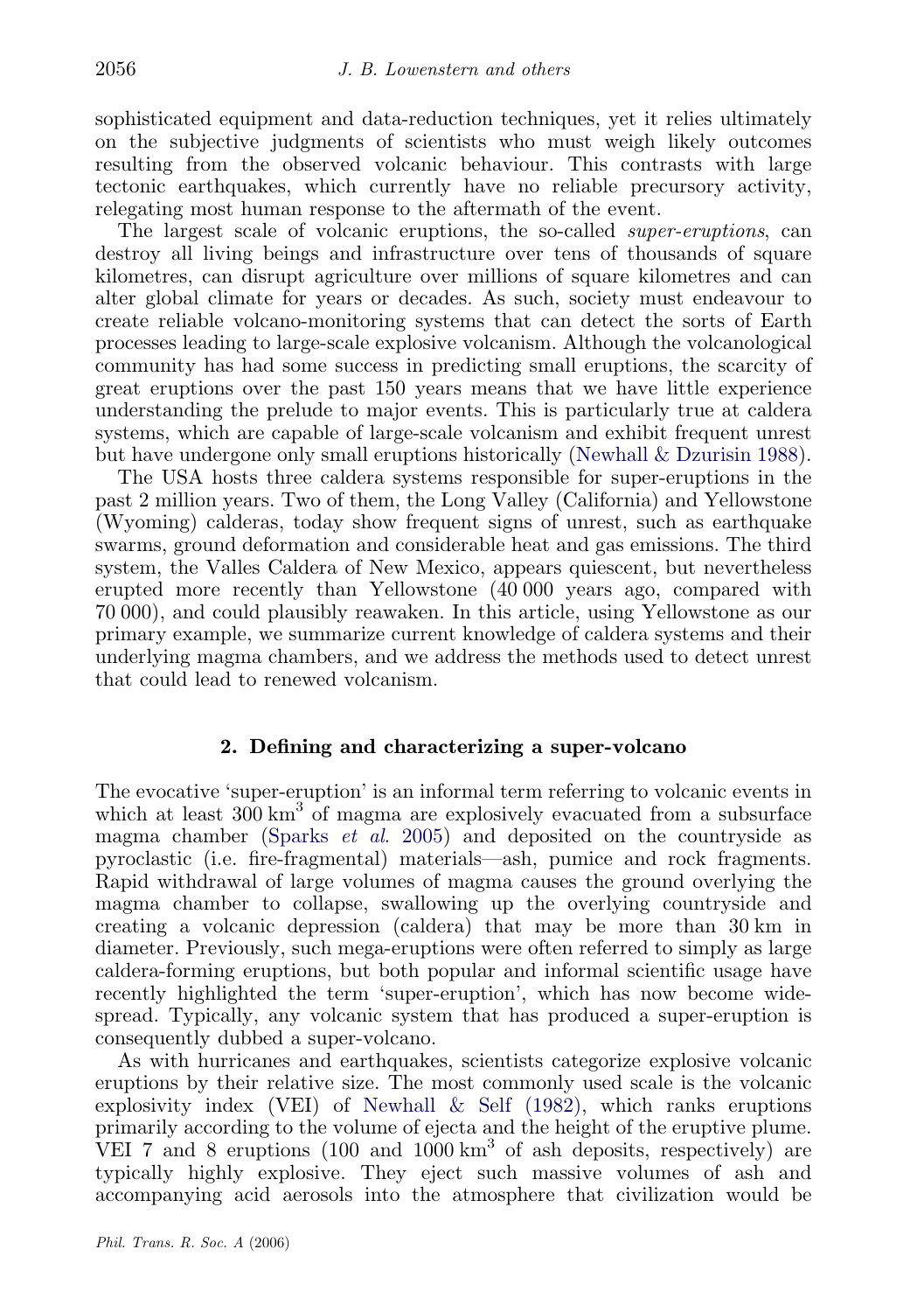sophisticated equipment and data-reduction techniques, yet it relies ultimately on the subjective judgments of scientists who must weigh likely outcomes resulting from the observed volcanic behaviour. This contrasts with large tectonic earthquakes, which currently have no reliable precursory activity, relegating most human response to the aftermath of the event.

The largest scale of volcanic eruptions, the so-called *super-eruptions*, can destroy all living beings and infrastructure over tens of thousands of square kilometres, can disrupt agriculture over millions of square kilometres and can alter global climate for years or decades. As such, society must endeavour to create reliable volcano-monitoring systems that can detect the sorts of Earth processes leading to large-scale explosive volcanism. Although the volcanological community has had some success in predicting small eruptions, the scarcity of great eruptions over the past 150 years means that we have little experience understanding the prelude to major events. This is particularly true at caldera systems, which are capable of large-scale volcanism and exhibit frequent unrest but have undergone only small eruptions historically (Newhall & Dzurisin 1988).

The USA hosts three caldera systems responsible for super-eruptions in the past 2 million years. Two of them, the Long Valley (California) and Yellowstone (Wyoming) calderas, today show frequent signs of unrest, such as earthquake swarms, ground deformation and considerable heat and gas emissions. The third system, the Valles Caldera of New Mexico, appears quiescent, but nevertheless erupted more recently than Yellowstone (40 000 years ago, compared with 70 000), and could plausibly reawaken. In this article, using Yellowstone as our primary example, we summarize current knowledge of caldera systems and their underlying magma chambers, and we address the methods used to detect unrest that could lead to renewed volcanism.

## 2. Defining and characterizing a super-volcano

The evocative 'super-eruption' is an informal term referring to volcanic events in which at least 300 km$^3$ of magma are explosively evacuated from a subsurface magma chamber (Sparks *et al.* 2005) and deposited on the countryside as pyroclastic (i.e. fire-fragmental) materials—ash, pumice and rock fragments. Rapid withdrawal of large volumes of magma causes the ground overlying the magma chamber to collapse, swallowing up the overlying countryside and creating a volcanic depression (caldera) that may be more than 30 km in diameter. Previously, such mega-eruptions were often referred to simply as large caldera-forming eruptions, but both popular and informal scientific usage have recently highlighted the term 'super-eruption', which has now become widespread. Typically, any volcanic system that has produced a super-eruption is consequently dubbed a super-volcano.

As with hurricanes and earthquakes, scientists categorize explosive volcanic eruptions by their relative size. The most commonly used scale is the volcanic explosivity index (VEI) of Newhall & Self (1982), which ranks eruptions primarily according to the volume of ejecta and the height of the eruptive plume. VEI 7 and 8 eruptions (100 and 1000 km$^3$ of ash deposits, respectively) are typically highly explosive. They eject such massive volumes of ash and accompanying acid aerosols into the atmosphere that civilization would be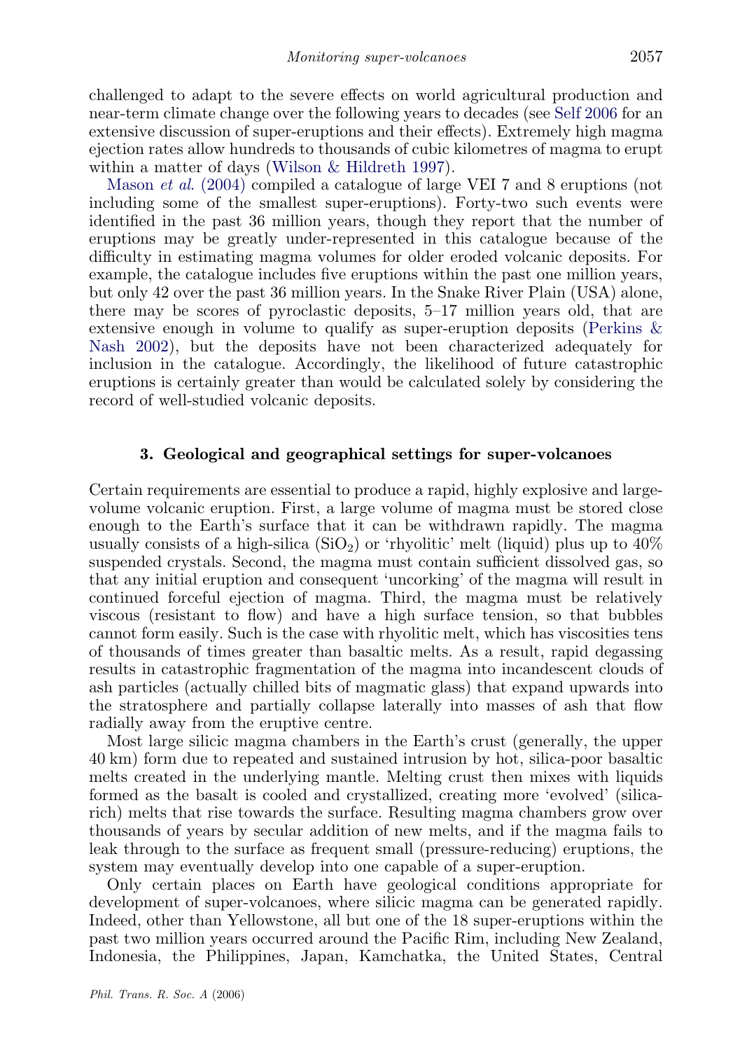challenged to adapt to the severe effects on world agricultural production and near-term climate change over the following years to decades (see Self 2006 for an extensive discussion of super-eruptions and their effects). Extremely high magma ejection rates allow hundreds to thousands of cubic kilometres of magma to erupt within a matter of days (Wilson & Hildreth 1997).

Mason *et al.* (2004) compiled a catalogue of large VEI 7 and 8 eruptions (not including some of the smallest super-eruptions). Forty-two such events were identified in the past 36 million years, though they report that the number of eruptions may be greatly under-represented in this catalogue because of the difficulty in estimating magma volumes for older eroded volcanic deposits. For example, the catalogue includes five eruptions within the past one million years, but only 42 over the past 36 million years. In the Snake River Plain (USA) alone, there may be scores of pyroclastic deposits, 5–17 million years old, that are extensive enough in volume to qualify as super-eruption deposits (Perkins & Nash 2002), but the deposits have not been characterized adequately for inclusion in the catalogue. Accordingly, the likelihood of future catastrophic eruptions is certainly greater than would be calculated solely by considering the record of well-studied volcanic deposits.

## 3. Geological and geographical settings for super-volcanoes

Certain requirements are essential to produce a rapid, highly explosive and large-volume volcanic eruption. First, a large volume of magma must be stored close enough to the Earth's surface that it can be withdrawn rapidly. The magma usually consists of a high-silica ($SiO_2$) or 'rhyolitic' melt (liquid) plus up to 40% suspended crystals. Second, the magma must contain sufficient dissolved gas, so that any initial eruption and consequent 'uncorking' of the magma will result in continued forceful ejection of magma. Third, the magma must be relatively viscous (resistant to flow) and have a high surface tension, so that bubbles cannot form easily. Such is the case with rhyolitic melt, which has viscosities tens of thousands of times greater than basaltic melts. As a result, rapid degassing results in catastrophic fragmentation of the magma into incandescent clouds of ash particles (actually chilled bits of magmatic glass) that expand upwards into the stratosphere and partially collapse laterally into masses of ash that flow radially away from the eruptive centre.

Most large silicic magma chambers in the Earth's crust (generally, the upper 40 km) form due to repeated and sustained intrusion by hot, silica-poor basaltic melts created in the underlying mantle. Melting crust then mixes with liquids formed as the basalt is cooled and crystallized, creating more 'evolved' (silica-rich) melts that rise towards the surface. Resulting magma chambers grow over thousands of years by secular addition of new melts, and if the magma fails to leak through to the surface as frequent small (pressure-reducing) eruptions, the system may eventually develop into one capable of a super-eruption.

Only certain places on Earth have geological conditions appropriate for development of super-volcanoes, where silicic magma can be generated rapidly. Indeed, other than Yellowstone, all but one of the 18 super-eruptions within the past two million years occurred around the Pacific Rim, including New Zealand, Indonesia, the Philippines, Japan, Kamchatka, the United States, Central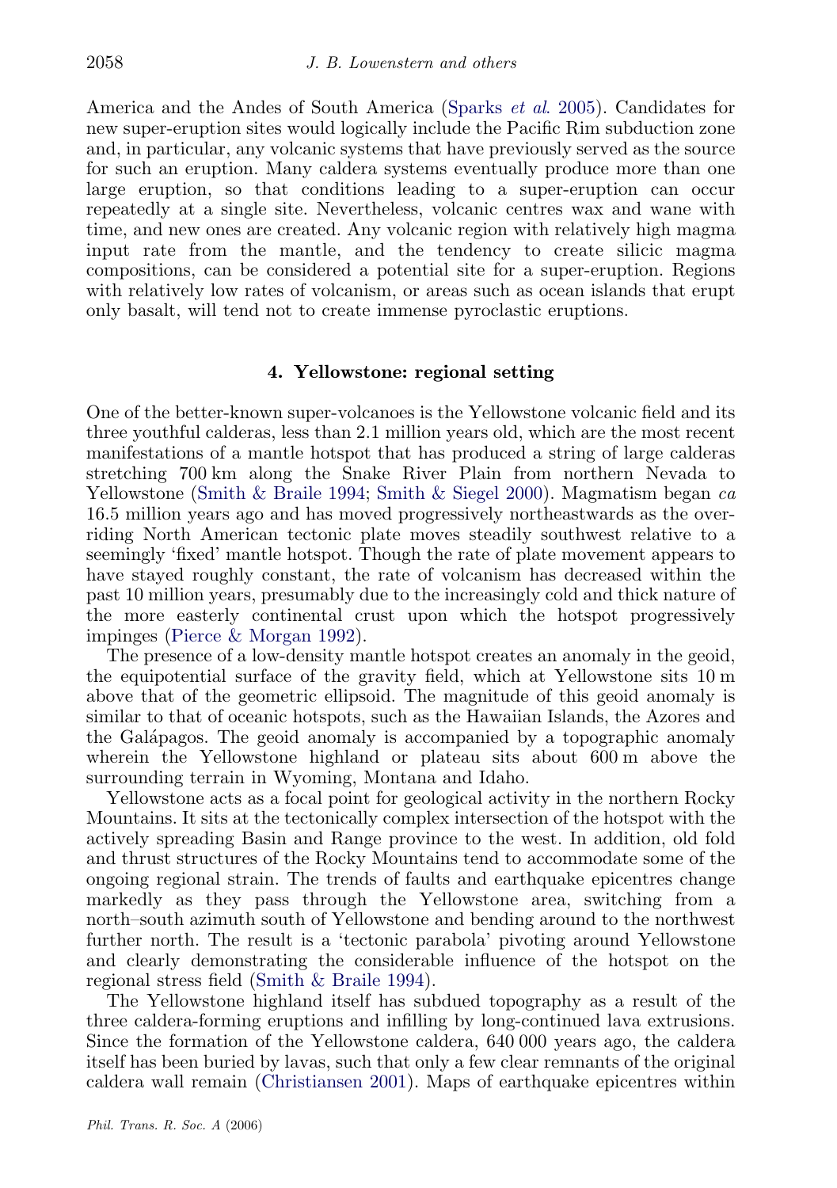America and the Andes of South America (Sparks *et al.* 2005). Candidates for new super-eruption sites would logically include the Pacific Rim subduction zone and, in particular, any volcanic systems that have previously served as the source for such an eruption. Many caldera systems eventually produce more than one large eruption, so that conditions leading to a super-eruption can occur repeatedly at a single site. Nevertheless, volcanic centres wax and wane with time, and new ones are created. Any volcanic region with relatively high magma input rate from the mantle, and the tendency to create silicic magma compositions, can be considered a potential site for a super-eruption. Regions with relatively low rates of volcanism, or areas such as ocean islands that erupt only basalt, will tend not to create immense pyroclastic eruptions.

## 4. Yellowstone: regional setting

One of the better-known super-volcanoes is the Yellowstone volcanic field and its three youthful calderas, less than 2.1 million years old, which are the most recent manifestations of a mantle hotspot that has produced a string of large calderas stretching 700 km along the Snake River Plain from northern Nevada to Yellowstone (Smith & Braile 1994; Smith & Siegel 2000). Magmatism began *ca* 16.5 million years ago and has moved progressively northeastwards as the overriding North American tectonic plate moves steadily southwest relative to a seemingly 'fixed' mantle hotspot. Though the rate of plate movement appears to have stayed roughly constant, the rate of volcanism has decreased within the past 10 million years, presumably due to the increasingly cold and thick nature of the more easterly continental crust upon which the hotspot progressively impinges (Pierce & Morgan 1992).

The presence of a low-density mantle hotspot creates an anomaly in the geoid, the equipotential surface of the gravity field, which at Yellowstone sits 10 m above that of the geometric ellipsoid. The magnitude of this geoid anomaly is similar to that of oceanic hotspots, such as the Hawaiian Islands, the Azores and the Galápagos. The geoid anomaly is accompanied by a topographic anomaly wherein the Yellowstone highland or plateau sits about 600 m above the surrounding terrain in Wyoming, Montana and Idaho.

Yellowstone acts as a focal point for geological activity in the northern Rocky Mountains. It sits at the tectonically complex intersection of the hotspot with the actively spreading Basin and Range province to the west. In addition, old fold and thrust structures of the Rocky Mountains tend to accommodate some of the ongoing regional strain. The trends of faults and earthquake epicentres change markedly as they pass through the Yellowstone area, switching from a north–south azimuth south of Yellowstone and bending around to the northwest further north. The result is a 'tectonic parabola' pivoting around Yellowstone and clearly demonstrating the considerable influence of the hotspot on the regional stress field (Smith & Braile 1994).

The Yellowstone highland itself has subdued topography as a result of the three caldera-forming eruptions and infilling by long-continued lava extrusions. Since the formation of the Yellowstone caldera, 640 000 years ago, the caldera itself has been buried by lavas, such that only a few clear remnants of the original caldera wall remain (Christiansen 2001). Maps of earthquake epicentres within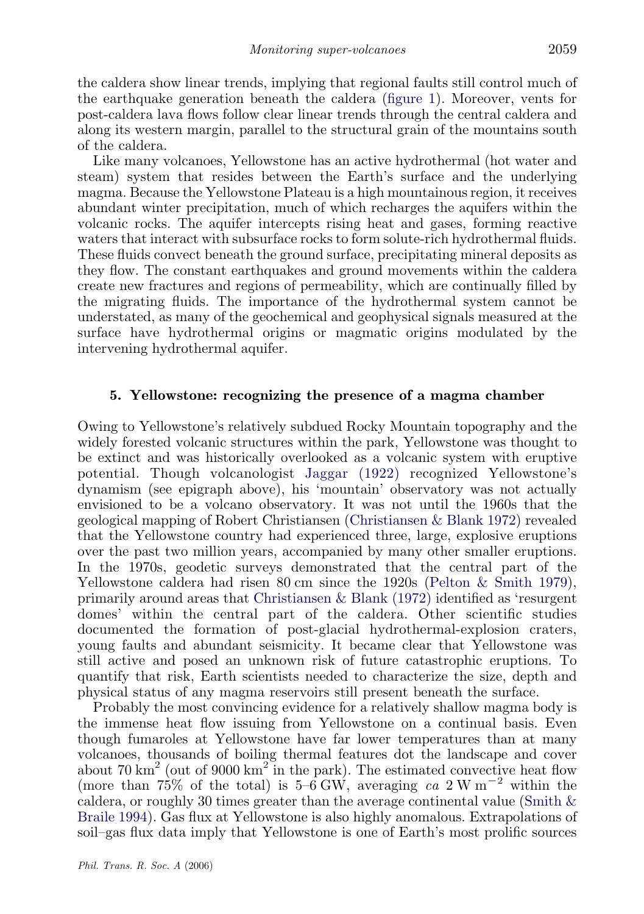the caldera show linear trends, implying that regional faults still control much of the earthquake generation beneath the caldera (figure 1). Moreover, vents for post-caldera lava flows follow clear linear trends through the central caldera and along its western margin, parallel to the structural grain of the mountains south of the caldera.

Like many volcanoes, Yellowstone has an active hydrothermal (hot water and steam) system that resides between the Earth's surface and the underlying magma. Because the Yellowstone Plateau is a high mountainous region, it receives abundant winter precipitation, much of which recharges the aquifers within the volcanic rocks. The aquifer intercepts rising heat and gases, forming reactive waters that interact with subsurface rocks to form solute-rich hydrothermal fluids. These fluids convect beneath the ground surface, precipitating mineral deposits as they flow. The constant earthquakes and ground movements within the caldera create new fractures and regions of permeability, which are continually filled by the migrating fluids. The importance of the hydrothermal system cannot be understated, as many of the geochemical and geophysical signals measured at the surface have hydrothermal origins or magmatic origins modulated by the intervening hydrothermal aquifer.

## 5. Yellowstone: recognizing the presence of a magma chamber

Owing to Yellowstone's relatively subdued Rocky Mountain topography and the widely forested volcanic structures within the park, Yellowstone was thought to be extinct and was historically overlooked as a volcanic system with eruptive potential. Though volcanologist Jaggar (1922) recognized Yellowstone's dynamism (see epigraph above), his 'mountain' observatory was not actually envisioned to be a volcano observatory. It was not until the 1960s that the geological mapping of Robert Christiansen (Christiansen & Blank 1972) revealed that the Yellowstone country had experienced three, large, explosive eruptions over the past two million years, accompanied by many other smaller eruptions. In the 1970s, geodetic surveys demonstrated that the central part of the Yellowstone caldera had risen 80 cm since the 1920s (Pelton & Smith 1979), primarily around areas that Christiansen & Blank (1972) identified as 'resurgent domes' within the central part of the caldera. Other scientific studies documented the formation of post-glacial hydrothermal-explosion craters, young faults and abundant seismicity. It became clear that Yellowstone was still active and posed an unknown risk of future catastrophic eruptions. To quantify that risk, Earth scientists needed to characterize the size, depth and physical status of any magma reservoirs still present beneath the surface.

Probably the most convincing evidence for a relatively shallow magma body is the immense heat flow issuing from Yellowstone on a continual basis. Even though fumaroles at Yellowstone have far lower temperatures than at many volcanoes, thousands of boiling thermal features dot the landscape and cover about 70 $km^2$ (out of 9000 $km^2$ in the park). The estimated convective heat flow (more than 75% of the total) is 5–6 GW, averaging *ca* 2 $W\,m^{-2}$ within the caldera, or roughly 30 times greater than the average continental value (Smith & Braile 1994). Gas flux at Yellowstone is also highly anomalous. Extrapolations of soil–gas flux data imply that Yellowstone is one of Earth's most prolific sources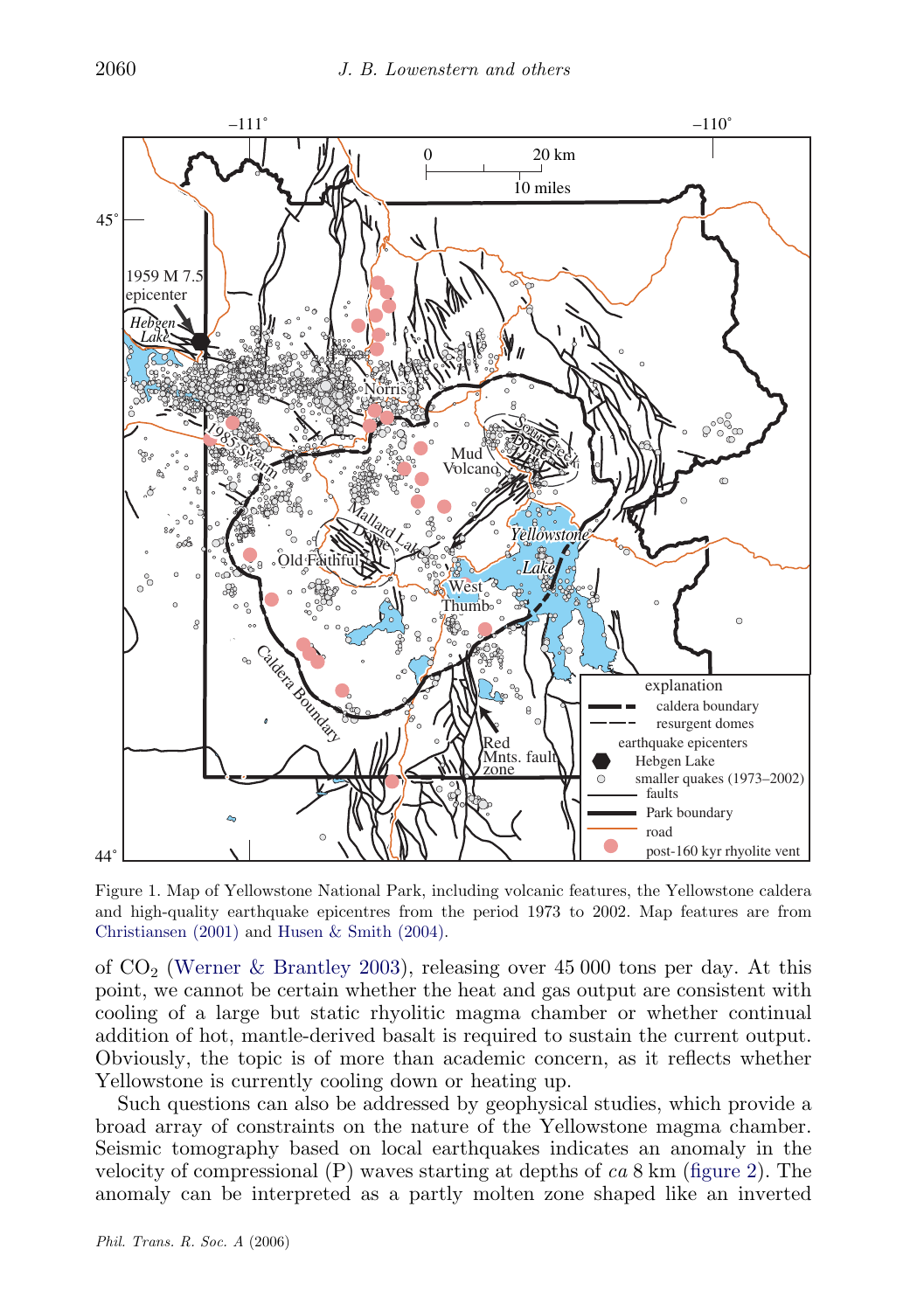Figure 1. Map of Yellowstone National Park, including volcanic features, the Yellowstone caldera and high-quality earthquake epicentres from the period 1973 to 2002. Map features are from Christiansen (2001) and Husen & Smith (2004).

of $CO_2$ (Werner & Brantley 2003), releasing over 45 000 tons per day. At this point, we cannot be certain whether the heat and gas output are consistent with cooling of a large but static rhyolitic magma chamber or whether continual addition of hot, mantle-derived basalt is required to sustain the current output. Obviously, the topic is of more than academic concern, as it reflects whether Yellowstone is currently cooling down or heating up.

Such questions can also be addressed by geophysical studies, which provide a broad array of constraints on the nature of the Yellowstone magma chamber. Seismic tomography based on local earthquakes indicates an anomaly in the velocity of compressional (P) waves starting at depths of *ca* 8 km (figure 2). The anomaly can be interpreted as a partly molten zone shaped like an inverted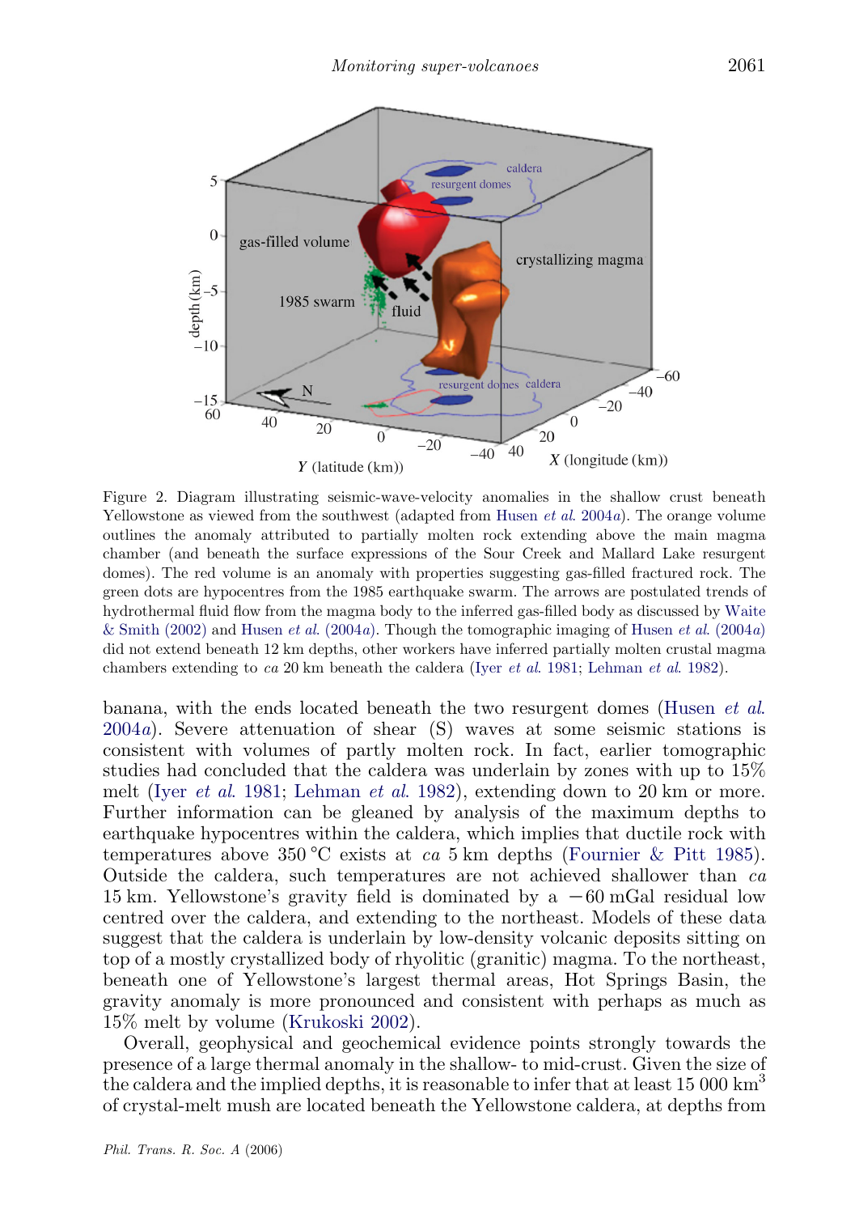Figure 2. Diagram illustrating seismic-wave-velocity anomalies in the shallow crust beneath Yellowstone as viewed from the southwest (adapted from Husen *et al.* 2004*a*). The orange volume outlines the anomaly attributed to partially molten rock extending above the main magma chamber (and beneath the surface expressions of the Sour Creek and Mallard Lake resurgent domes). The red volume is an anomaly with properties suggesting gas-filled fractured rock. The green dots are hypocentres from the 1985 earthquake swarm. The arrows are postulated trends of hydrothermal fluid flow from the magma body to the inferred gas-filled body as discussed by Waite & Smith (2002) and Husen *et al.* (2004*a*). Though the tomographic imaging of Husen *et al.* (2004*a*) did not extend beneath 12 km depths, other workers have inferred partially molten crustal magma chambers extending to *ca* 20 km beneath the caldera (Iyer *et al.* 1981; Lehman *et al.* 1982).

banana, with the ends located beneath the two resurgent domes (Husen *et al.* 2004*a*). Severe attenuation of shear (S) waves at some seismic stations is consistent with volumes of partly molten rock. In fact, earlier tomographic studies had concluded that the caldera was underlain by zones with up to 15% melt (Iyer *et al.* 1981; Lehman *et al.* 1982), extending down to 20 km or more. Further information can be gleaned by analysis of the maximum depths to earthquake hypocentres within the caldera, which implies that ductile rock with temperatures above 350 °C exists at *ca* 5 km depths (Fournier & Pitt 1985). Outside the caldera, such temperatures are not achieved shallower than *ca* 15 km. Yellowstone's gravity field is dominated by a −60 mGal residual low centred over the caldera, and extending to the northeast. Models of these data suggest that the caldera is underlain by low-density volcanic deposits sitting on top of a mostly crystallized body of rhyolitic (granitic) magma. To the northeast, beneath one of Yellowstone's largest thermal areas, Hot Springs Basin, the gravity anomaly is more pronounced and consistent with perhaps as much as 15% melt by volume (Krukoski 2002).

Overall, geophysical and geochemical evidence points strongly towards the presence of a large thermal anomaly in the shallow- to mid-crust. Given the size of the caldera and the implied depths, it is reasonable to infer that at least 15 000 km$^3$ of crystal-melt mush are located beneath the Yellowstone caldera, at depths from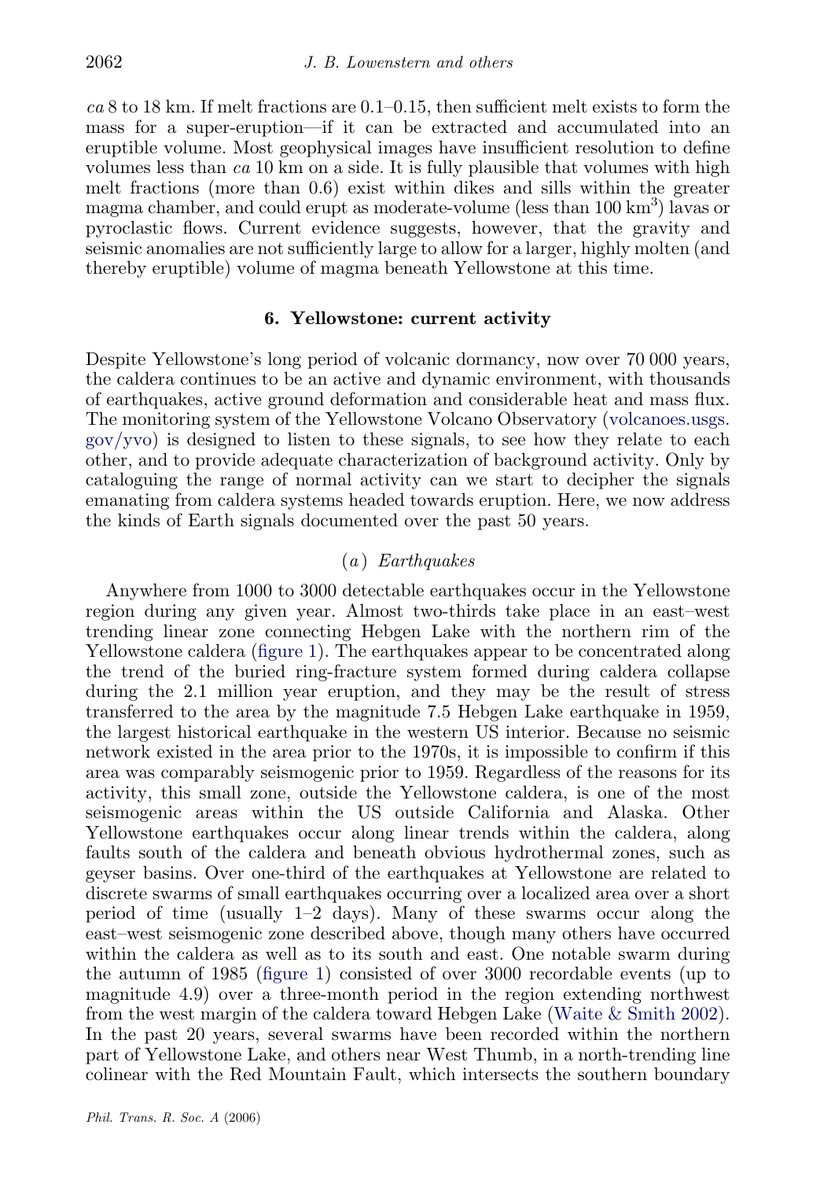*ca* 8 to 18 km. If melt fractions are 0.1–0.15, then sufficient melt exists to form the mass for a super-eruption—if it can be extracted and accumulated into an eruptible volume. Most geophysical images have insufficient resolution to define volumes less than *ca* 10 km on a side. It is fully plausible that volumes with high melt fractions (more than 0.6) exist within dikes and sills within the greater magma chamber, and could erupt as moderate-volume (less than 100 $km^3$) lavas or pyroclastic flows. Current evidence suggests, however, that the gravity and seismic anomalies are not sufficiently large to allow for a larger, highly molten (and thereby eruptible) volume of magma beneath Yellowstone at this time.

## 6. Yellowstone: current activity

Despite Yellowstone's long period of volcanic dormancy, now over 70 000 years, the caldera continues to be an active and dynamic environment, with thousands of earthquakes, active ground deformation and considerable heat and mass flux. The monitoring system of the Yellowstone Volcano Observatory (volcanoes.usgs.gov/yvo) is designed to listen to these signals, to see how they relate to each other, and to provide adequate characterization of background activity. Only by cataloguing the range of normal activity can we start to decipher the signals emanating from caldera systems headed towards eruption. Here, we now address the kinds of Earth signals documented over the past 50 years.

### (*a*) *Earthquakes*

Anywhere from 1000 to 3000 detectable earthquakes occur in the Yellowstone region during any given year. Almost two-thirds take place in an east–west trending linear zone connecting Hebgen Lake with the northern rim of the Yellowstone caldera (figure 1). The earthquakes appear to be concentrated along the trend of the buried ring-fracture system formed during caldera collapse during the 2.1 million year eruption, and they may be the result of stress transferred to the area by the magnitude 7.5 Hebgen Lake earthquake in 1959, the largest historical earthquake in the western US interior. Because no seismic network existed in the area prior to the 1970s, it is impossible to confirm if this area was comparably seismogenic prior to 1959. Regardless of the reasons for its activity, this small zone, outside the Yellowstone caldera, is one of the most seismogenic areas within the US outside California and Alaska. Other Yellowstone earthquakes occur along linear trends within the caldera, along faults south of the caldera and beneath obvious hydrothermal zones, such as geyser basins. Over one-third of the earthquakes at Yellowstone are related to discrete swarms of small earthquakes occurring over a localized area over a short period of time (usually 1–2 days). Many of these swarms occur along the east–west seismogenic zone described above, though many others have occurred within the caldera as well as to its south and east. One notable swarm during the autumn of 1985 (figure 1) consisted of over 3000 recordable events (up to magnitude 4.9) over a three-month period in the region extending northwest from the west margin of the caldera toward Hebgen Lake (Waite & Smith 2002). In the past 20 years, several swarms have been recorded within the northern part of Yellowstone Lake, and others near West Thumb, in a north-trending line colinear with the Red Mountain Fault, which intersects the southern boundary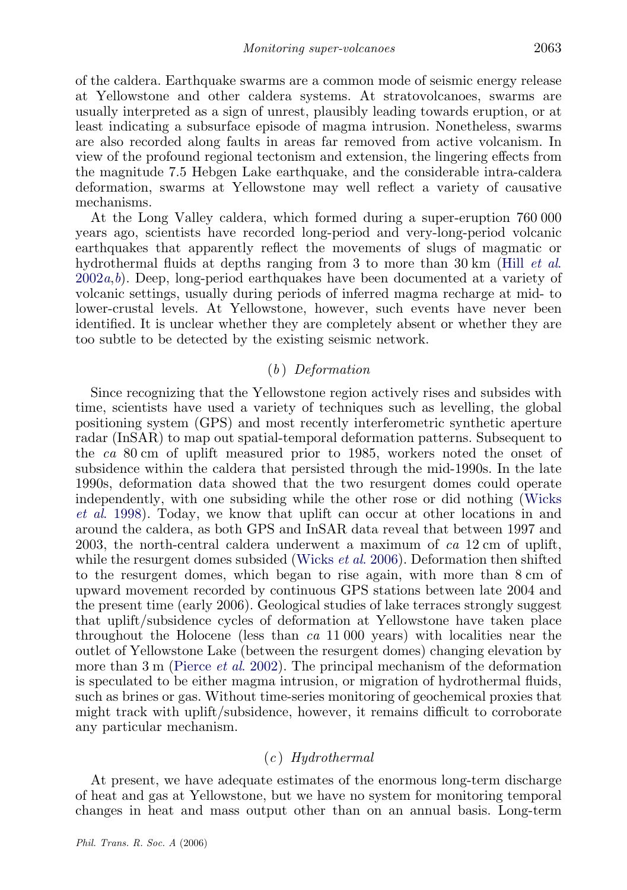of the caldera. Earthquake swarms are a common mode of seismic energy release at Yellowstone and other caldera systems. At stratovolcanoes, swarms are usually interpreted as a sign of unrest, plausibly leading towards eruption, or at least indicating a subsurface episode of magma intrusion. Nonetheless, swarms are also recorded along faults in areas far removed from active volcanism. In view of the profound regional tectonism and extension, the lingering effects from the magnitude 7.5 Hebgen Lake earthquake, and the considerable intra-caldera deformation, swarms at Yellowstone may well reflect a variety of causative mechanisms.

At the Long Valley caldera, which formed during a super-eruption 760 000 years ago, scientists have recorded long-period and very-long-period volcanic earthquakes that apparently reflect the movements of slugs of magmatic or hydrothermal fluids at depths ranging from 3 to more than 30 km (Hill *et al.* 2002*a*,*b*). Deep, long-period earthquakes have been documented at a variety of volcanic settings, usually during periods of inferred magma recharge at mid- to lower-crustal levels. At Yellowstone, however, such events have never been identified. It is unclear whether they are completely absent or whether they are too subtle to be detected by the existing seismic network.

### (*b*) *Deformation*

Since recognizing that the Yellowstone region actively rises and subsides with time, scientists have used a variety of techniques such as levelling, the global positioning system (GPS) and most recently interferometric synthetic aperture radar (InSAR) to map out spatial-temporal deformation patterns. Subsequent to the *ca* 80 cm of uplift measured prior to 1985, workers noted the onset of subsidence within the caldera that persisted through the mid-1990s. In the late 1990s, deformation data showed that the two resurgent domes could operate independently, with one subsiding while the other rose or did nothing (Wicks *et al.* 1998). Today, we know that uplift can occur at other locations in and around the caldera, as both GPS and InSAR data reveal that between 1997 and 2003, the north-central caldera underwent a maximum of *ca* 12 cm of uplift, while the resurgent domes subsided (Wicks *et al.* 2006). Deformation then shifted to the resurgent domes, which began to rise again, with more than 8 cm of upward movement recorded by continuous GPS stations between late 2004 and the present time (early 2006). Geological studies of lake terraces strongly suggest that uplift/subsidence cycles of deformation at Yellowstone have taken place throughout the Holocene (less than *ca* 11 000 years) with localities near the outlet of Yellowstone Lake (between the resurgent domes) changing elevation by more than 3 m (Pierce *et al.* 2002). The principal mechanism of the deformation is speculated to be either magma intrusion, or migration of hydrothermal fluids, such as brines or gas. Without time-series monitoring of geochemical proxies that might track with uplift/subsidence, however, it remains difficult to corroborate any particular mechanism.

### (*c*) *Hydrothermal*

At present, we have adequate estimates of the enormous long-term discharge of heat and gas at Yellowstone, but we have no system for monitoring temporal changes in heat and mass output other than on an annual basis. Long-term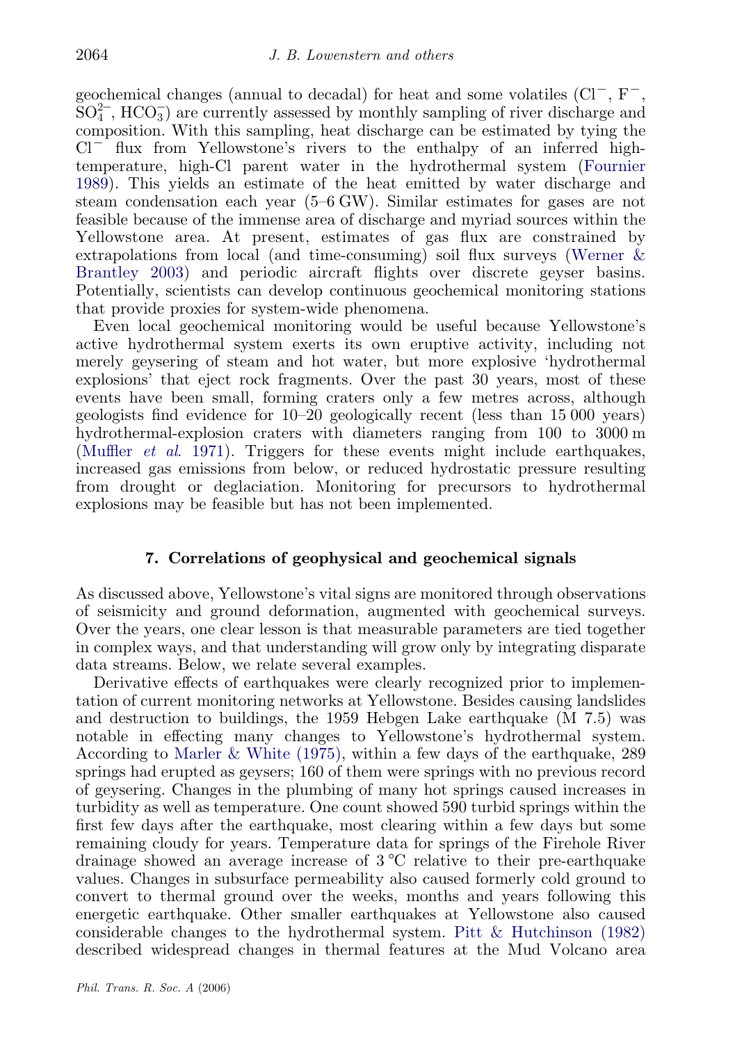geochemical changes (annual to decadal) for heat and some volatiles ($Cl^-$, $F^-$, $SO_4^{2-}$, $HCO_3^-$) are currently assessed by monthly sampling of river discharge and composition. With this sampling, heat discharge can be estimated by tying the $Cl^-$ flux from Yellowstone's rivers to the enthalpy of an inferred high-temperature, high-Cl parent water in the hydrothermal system (Fournier 1989). This yields an estimate of the heat emitted by water discharge and steam condensation each year (5–6 GW). Similar estimates for gases are not feasible because of the immense area of discharge and myriad sources within the Yellowstone area. At present, estimates of gas flux are constrained by extrapolations from local (and time-consuming) soil flux surveys (Werner & Brantley 2003) and periodic aircraft flights over discrete geyser basins. Potentially, scientists can develop continuous geochemical monitoring stations that provide proxies for system-wide phenomena.

Even local geochemical monitoring would be useful because Yellowstone's active hydrothermal system exerts its own eruptive activity, including not merely geysering of steam and hot water, but more explosive 'hydrothermal explosions' that eject rock fragments. Over the past 30 years, most of these events have been small, forming craters only a few metres across, although geologists find evidence for 10–20 geologically recent (less than 15 000 years) hydrothermal-explosion craters with diameters ranging from 100 to 3000 m (Muffler *et al.* 1971). Triggers for these events might include earthquakes, increased gas emissions from below, or reduced hydrostatic pressure resulting from drought or deglaciation. Monitoring for precursors to hydrothermal explosions may be feasible but has not been implemented.

## 7. Correlations of geophysical and geochemical signals

As discussed above, Yellowstone's vital signs are monitored through observations of seismicity and ground deformation, augmented with geochemical surveys. Over the years, one clear lesson is that measurable parameters are tied together in complex ways, and that understanding will grow only by integrating disparate data streams. Below, we relate several examples.

Derivative effects of earthquakes were clearly recognized prior to implementation of current monitoring networks at Yellowstone. Besides causing landslides and destruction to buildings, the 1959 Hebgen Lake earthquake (M 7.5) was notable in effecting many changes to Yellowstone's hydrothermal system. According to Marler & White (1975), within a few days of the earthquake, 289 springs had erupted as geysers; 160 of them were springs with no previous record of geysering. Changes in the plumbing of many hot springs caused increases in turbidity as well as temperature. One count showed 590 turbid springs within the first few days after the earthquake, most clearing within a few days but some remaining cloudy for years. Temperature data for springs of the Firehole River drainage showed an average increase of 3 °C relative to their pre-earthquake values. Changes in subsurface permeability also caused formerly cold ground to convert to thermal ground over the weeks, months and years following this energetic earthquake. Other smaller earthquakes at Yellowstone also caused considerable changes to the hydrothermal system. Pitt & Hutchinson (1982) described widespread changes in thermal features at the Mud Volcano area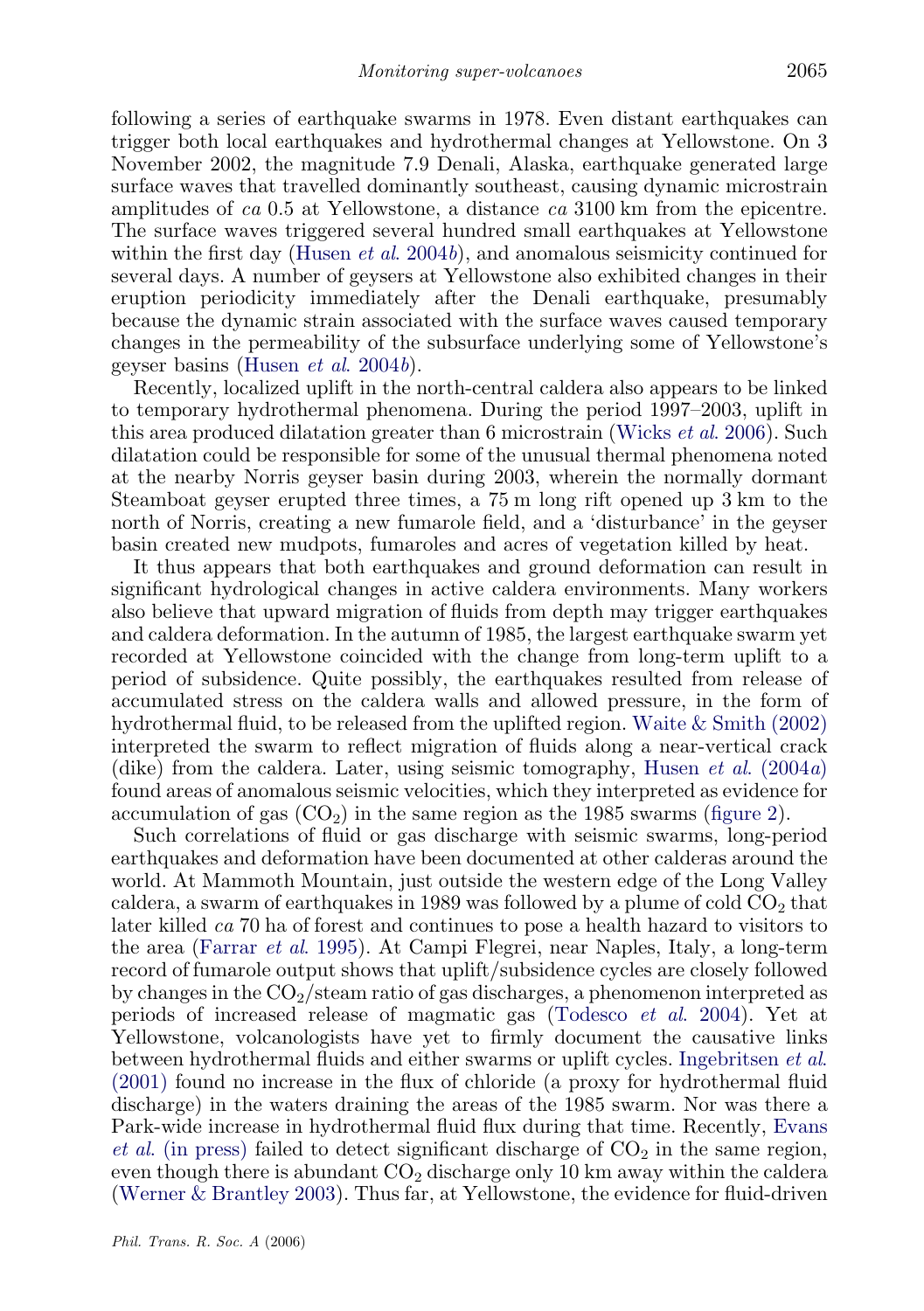following a series of earthquake swarms in 1978. Even distant earthquakes can trigger both local earthquakes and hydrothermal changes at Yellowstone. On 3 November 2002, the magnitude 7.9 Denali, Alaska, earthquake generated large surface waves that travelled dominantly southeast, causing dynamic microstrain amplitudes of *ca* 0.5 at Yellowstone, a distance *ca* 3100 km from the epicentre. The surface waves triggered several hundred small earthquakes at Yellowstone within the first day (Husen *et al.* 2004*b*), and anomalous seismicity continued for several days. A number of geysers at Yellowstone also exhibited changes in their eruption periodicity immediately after the Denali earthquake, presumably because the dynamic strain associated with the surface waves caused temporary changes in the permeability of the subsurface underlying some of Yellowstone's geyser basins (Husen *et al.* 2004*b*).

Recently, localized uplift in the north-central caldera also appears to be linked to temporary hydrothermal phenomena. During the period 1997–2003, uplift in this area produced dilatation greater than 6 microstrain (Wicks *et al.* 2006). Such dilatation could be responsible for some of the unusual thermal phenomena noted at the nearby Norris geyser basin during 2003, wherein the normally dormant Steamboat geyser erupted three times, a 75 m long rift opened up 3 km to the north of Norris, creating a new fumarole field, and a 'disturbance' in the geyser basin created new mudpots, fumaroles and acres of vegetation killed by heat.

It thus appears that both earthquakes and ground deformation can result in significant hydrological changes in active caldera environments. Many workers also believe that upward migration of fluids from depth may trigger earthquakes and caldera deformation. In the autumn of 1985, the largest earthquake swarm yet recorded at Yellowstone coincided with the change from long-term uplift to a period of subsidence. Quite possibly, the earthquakes resulted from release of accumulated stress on the caldera walls and allowed pressure, in the form of hydrothermal fluid, to be released from the uplifted region. Waite & Smith (2002) interpreted the swarm to reflect migration of fluids along a near-vertical crack (dike) from the caldera. Later, using seismic tomography, Husen *et al.* (2004*a*) found areas of anomalous seismic velocities, which they interpreted as evidence for accumulation of gas ($CO_2$) in the same region as the 1985 swarms (figure 2).

Such correlations of fluid or gas discharge with seismic swarms, long-period earthquakes and deformation have been documented at other calderas around the world. At Mammoth Mountain, just outside the western edge of the Long Valley caldera, a swarm of earthquakes in 1989 was followed by a plume of cold $CO_2$ that later killed *ca* 70 ha of forest and continues to pose a health hazard to visitors to the area (Farrar *et al.* 1995). At Campi Flegrei, near Naples, Italy, a long-term record of fumarole output shows that uplift/subsidence cycles are closely followed by changes in the $CO_2$/steam ratio of gas discharges, a phenomenon interpreted as periods of increased release of magmatic gas (Todesco *et al.* 2004). Yet at Yellowstone, volcanologists have yet to firmly document the causative links between hydrothermal fluids and either swarms or uplift cycles. Ingebritsen *et al.* (2001) found no increase in the flux of chloride (a proxy for hydrothermal fluid discharge) in the waters draining the areas of the 1985 swarm. Nor was there a Park-wide increase in hydrothermal fluid flux during that time. Recently, Evans *et al.* (in press) failed to detect significant discharge of $CO_2$ in the same region, even though there is abundant $CO_2$ discharge only 10 km away within the caldera (Werner & Brantley 2003). Thus far, at Yellowstone, the evidence for fluid-driven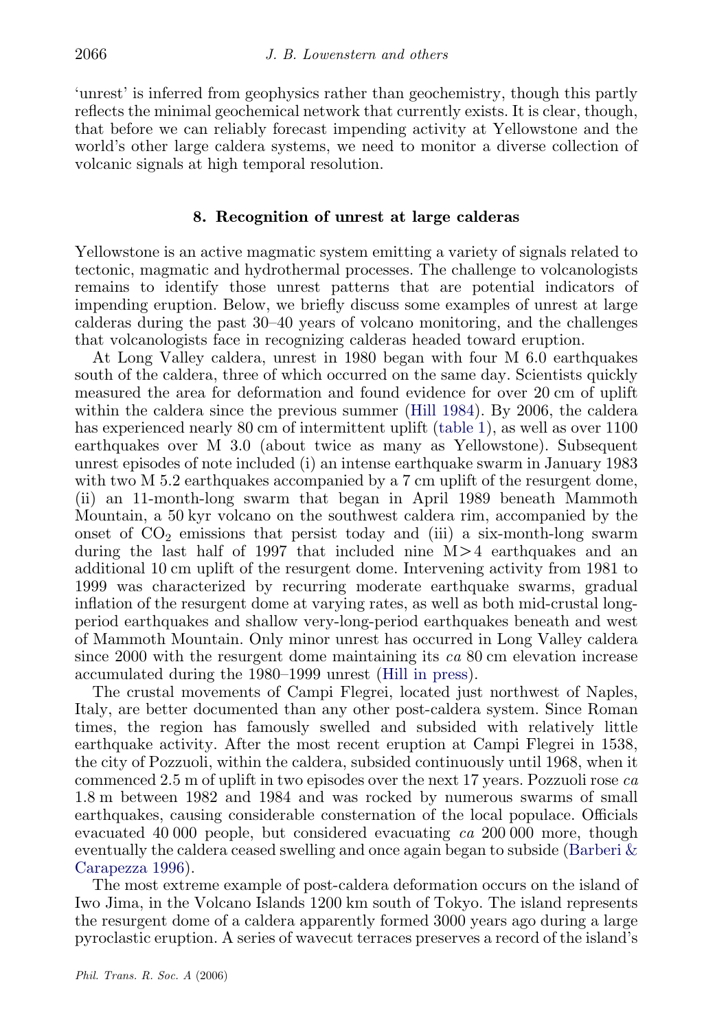'unrest' is inferred from geophysics rather than geochemistry, though this partly reflects the minimal geochemical network that currently exists. It is clear, though, that before we can reliably forecast impending activity at Yellowstone and the world's other large caldera systems, we need to monitor a diverse collection of volcanic signals at high temporal resolution.

## 8. Recognition of unrest at large calderas

Yellowstone is an active magmatic system emitting a variety of signals related to tectonic, magmatic and hydrothermal processes. The challenge to volcanologists remains to identify those unrest patterns that are potential indicators of impending eruption. Below, we briefly discuss some examples of unrest at large calderas during the past 30–40 years of volcano monitoring, and the challenges that volcanologists face in recognizing calderas headed toward eruption.

At Long Valley caldera, unrest in 1980 began with four M 6.0 earthquakes south of the caldera, three of which occurred on the same day. Scientists quickly measured the area for deformation and found evidence for over 20 cm of uplift within the caldera since the previous summer (Hill 1984). By 2006, the caldera has experienced nearly 80 cm of intermittent uplift (table 1), as well as over 1100 earthquakes over M 3.0 (about twice as many as Yellowstone). Subsequent unrest episodes of note included (i) an intense earthquake swarm in January 1983 with two M 5.2 earthquakes accompanied by a 7 cm uplift of the resurgent dome, (ii) an 11-month-long swarm that began in April 1989 beneath Mammoth Mountain, a 50 kyr volcano on the southwest caldera rim, accompanied by the onset of $CO_2$ emissions that persist today and (iii) a six-month-long swarm during the last half of 1997 that included nine M>4 earthquakes and an additional 10 cm uplift of the resurgent dome. Intervening activity from 1981 to 1999 was characterized by recurring moderate earthquake swarms, gradual inflation of the resurgent dome at varying rates, as well as both mid-crustal long-period earthquakes and shallow very-long-period earthquakes beneath and west of Mammoth Mountain. Only minor unrest has occurred in Long Valley caldera since 2000 with the resurgent dome maintaining its *ca* 80 cm elevation increase accumulated during the 1980–1999 unrest (Hill in press).

The crustal movements of Campi Flegrei, located just northwest of Naples, Italy, are better documented than any other post-caldera system. Since Roman times, the region has famously swelled and subsided with relatively little earthquake activity. After the most recent eruption at Campi Flegrei in 1538, the city of Pozzuoli, within the caldera, subsided continuously until 1968, when it commenced 2.5 m of uplift in two episodes over the next 17 years. Pozzuoli rose *ca* 1.8 m between 1982 and 1984 and was rocked by numerous swarms of small earthquakes, causing considerable consternation of the local populace. Officials evacuated 40 000 people, but considered evacuating *ca* 200 000 more, though eventually the caldera ceased swelling and once again began to subside (Barberi & Carapezza 1996).

The most extreme example of post-caldera deformation occurs on the island of Iwo Jima, in the Volcano Islands 1200 km south of Tokyo. The island represents the resurgent dome of a caldera apparently formed 3000 years ago during a large pyroclastic eruption. A series of wavecut terraces preserves a record of the island's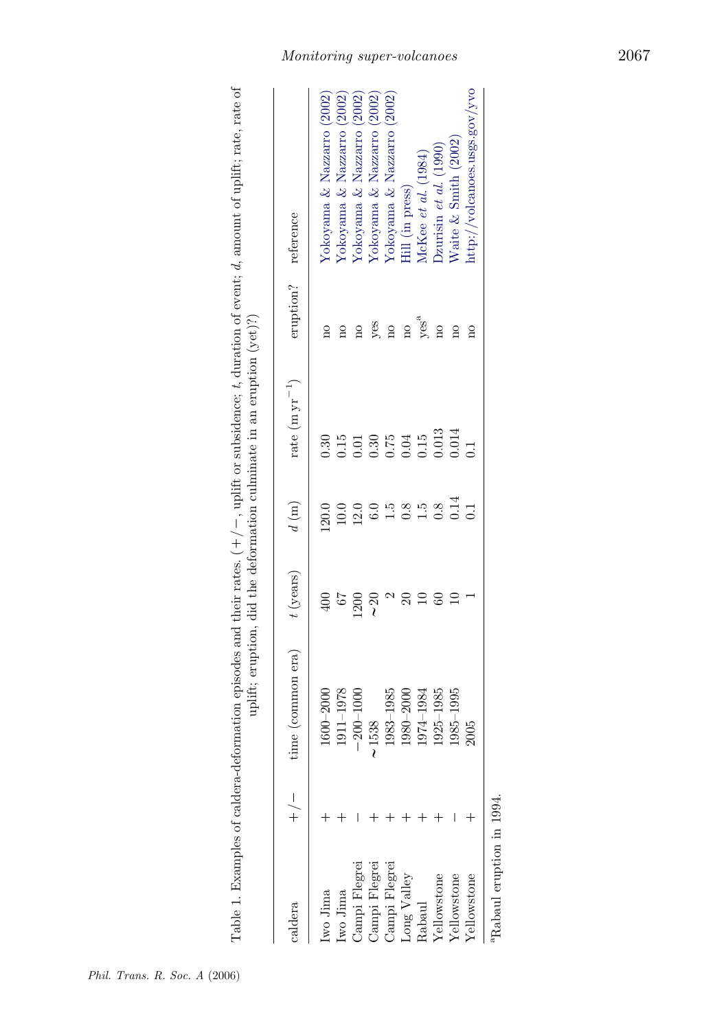Table 1. Examples of caldera-deformation episodes and their rates. (+/−, uplift or subsidence; $t$, duration of event; $d$, amount of uplift; rate, rate of uplift; eruption, did the deformation culminate in an eruption (yet)?)

| caldera | +/− | time (common era) | $t$ (years) | $d$ (m) | rate ($\mathrm{m\,yr^{-1}}$) | eruption? | reference |
|---|---|---|---|---|---|---|---|
| Iwo Jima | + | 1600–2000 | 400 | 120.0 | 0.30 | no | Yokoyama & Nazzarro (2002) |
| Iwo Jima | + | 1911–1978 | 67 | 10.0 | 0.15 | no | Yokoyama & Nazzarro (2002) |
| Campi Flegrei | − | −200–1000 | 1200 | 12.0 | 0.01 | no | Yokoyama & Nazzarro (2002) |
| Campi Flegrei | + | ∼1538 | ∼20 | 6.0 | 0.30 | yes | Yokoyama & Nazzarro (2002) |
| Campi Flegrei | + | 1983–1985 | 2 | 1.5 | 0.75 | no | Yokoyama & Nazzarro (2002) |
| Long Valley | + | 1980–2000 | 20 | 0.8 | 0.04 | no | Hill (in press) |
| Rabaul | + | 1974–1984 | 10 | 1.5 | 0.15 | yes[a] | McKee *et al.* (1984) |
| Yellowstone | + | 1925–1985 | 60 | 0.8 | 0.013 | no | Dzurisin *et al.* (1990) |
| Yellowstone | − | 1985–1995 | 10 | 0.14 | 0.014 | no | Waite & Smith (2002) |
| Yellowstone | + | 2005 | 1 | 0.1 | 0.1 | no | http://volcanoes.usgs.gov/yvo |

[a]Rabaul eruption in 1994.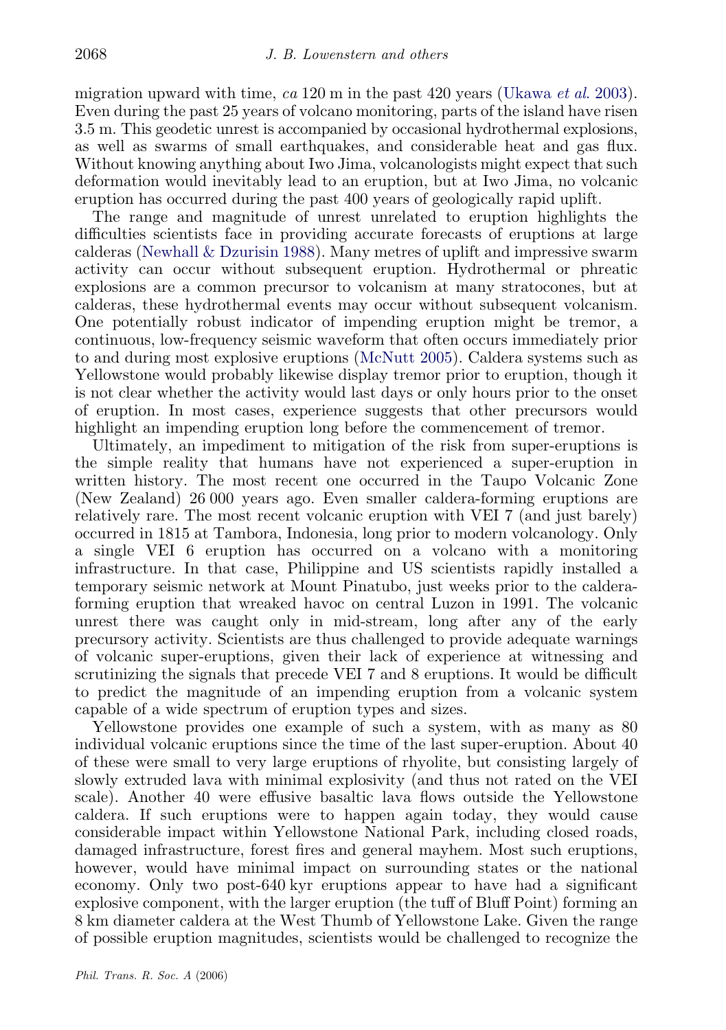migration upward with time, *ca* 120 m in the past 420 years (Ukawa *et al.* 2003). Even during the past 25 years of volcano monitoring, parts of the island have risen 3.5 m. This geodetic unrest is accompanied by occasional hydrothermal explosions, as well as swarms of small earthquakes, and considerable heat and gas flux. Without knowing anything about Iwo Jima, volcanologists might expect that such deformation would inevitably lead to an eruption, but at Iwo Jima, no volcanic eruption has occurred during the past 400 years of geologically rapid uplift.

The range and magnitude of unrest unrelated to eruption highlights the difficulties scientists face in providing accurate forecasts of eruptions at large calderas (Newhall & Dzurisin 1988). Many metres of uplift and impressive swarm activity can occur without subsequent eruption. Hydrothermal or phreatic explosions are a common precursor to volcanism at many stratocones, but at calderas, these hydrothermal events may occur without subsequent volcanism. One potentially robust indicator of impending eruption might be tremor, a continuous, low-frequency seismic waveform that often occurs immediately prior to and during most explosive eruptions (McNutt 2005). Caldera systems such as Yellowstone would probably likewise display tremor prior to eruption, though it is not clear whether the activity would last days or only hours prior to the onset of eruption. In most cases, experience suggests that other precursors would highlight an impending eruption long before the commencement of tremor.

Ultimately, an impediment to mitigation of the risk from super-eruptions is the simple reality that humans have not experienced a super-eruption in written history. The most recent one occurred in the Taupo Volcanic Zone (New Zealand) 26 000 years ago. Even smaller caldera-forming eruptions are relatively rare. The most recent volcanic eruption with VEI 7 (and just barely) occurred in 1815 at Tambora, Indonesia, long prior to modern volcanology. Only a single VEI 6 eruption has occurred on a volcano with a monitoring infrastructure. In that case, Philippine and US scientists rapidly installed a temporary seismic network at Mount Pinatubo, just weeks prior to the caldera-forming eruption that wreaked havoc on central Luzon in 1991. The volcanic unrest there was caught only in mid-stream, long after any of the early precursory activity. Scientists are thus challenged to provide adequate warnings of volcanic super-eruptions, given their lack of experience at witnessing and scrutinizing the signals that precede VEI 7 and 8 eruptions. It would be difficult to predict the magnitude of an impending eruption from a volcanic system capable of a wide spectrum of eruption types and sizes.

Yellowstone provides one example of such a system, with as many as 80 individual volcanic eruptions since the time of the last super-eruption. About 40 of these were small to very large eruptions of rhyolite, but consisting largely of slowly extruded lava with minimal explosivity (and thus not rated on the VEI scale). Another 40 were effusive basaltic lava flows outside the Yellowstone caldera. If such eruptions were to happen again today, they would cause considerable impact within Yellowstone National Park, including closed roads, damaged infrastructure, forest fires and general mayhem. Most such eruptions, however, would have minimal impact on surrounding states or the national economy. Only two post-640 kyr eruptions appear to have had a significant explosive component, with the larger eruption (the tuff of Bluff Point) forming an 8 km diameter caldera at the West Thumb of Yellowstone Lake. Given the range of possible eruption magnitudes, scientists would be challenged to recognize the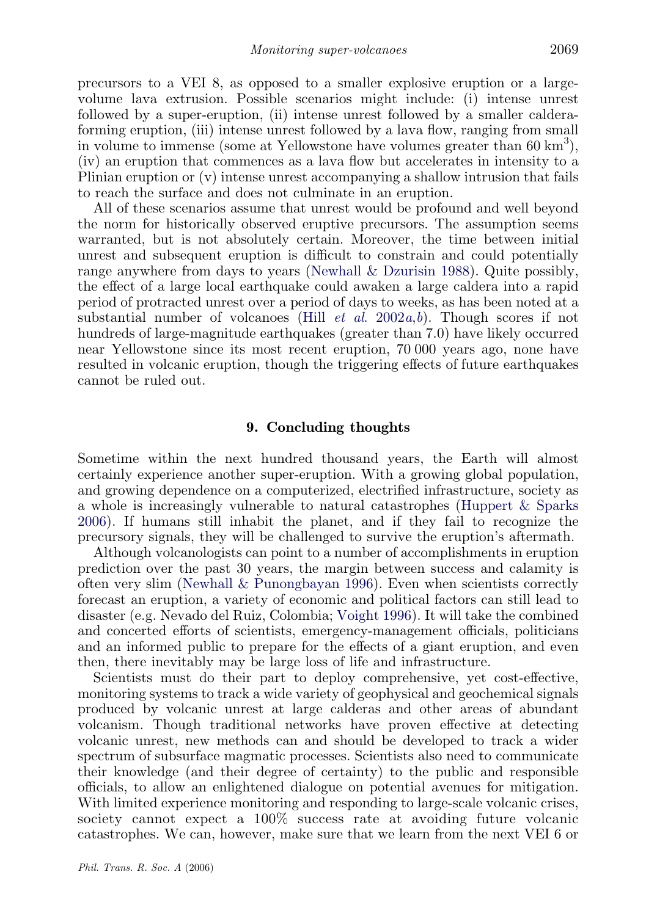precursors to a VEI 8, as opposed to a smaller explosive eruption or a large-volume lava extrusion. Possible scenarios might include: (i) intense unrest followed by a super-eruption, (ii) intense unrest followed by a smaller caldera-forming eruption, (iii) intense unrest followed by a lava flow, ranging from small in volume to immense (some at Yellowstone have volumes greater than 60 $km^3$), (iv) an eruption that commences as a lava flow but accelerates in intensity to a Plinian eruption or (v) intense unrest accompanying a shallow intrusion that fails to reach the surface and does not culminate in an eruption.

All of these scenarios assume that unrest would be profound and well beyond the norm for historically observed eruptive precursors. The assumption seems warranted, but is not absolutely certain. Moreover, the time between initial unrest and subsequent eruption is difficult to constrain and could potentially range anywhere from days to years (Newhall & Dzurisin 1988). Quite possibly, the effect of a large local earthquake could awaken a large caldera into a rapid period of protracted unrest over a period of days to weeks, as has been noted at a substantial number of volcanoes (Hill *et al.* 2002*a*,*b*). Though scores if not hundreds of large-magnitude earthquakes (greater than 7.0) have likely occurred near Yellowstone since its most recent eruption, 70 000 years ago, none have resulted in volcanic eruption, though the triggering effects of future earthquakes cannot be ruled out.

## 9. Concluding thoughts

Sometime within the next hundred thousand years, the Earth will almost certainly experience another super-eruption. With a growing global population, and growing dependence on a computerized, electrified infrastructure, society as a whole is increasingly vulnerable to natural catastrophes (Huppert & Sparks 2006). If humans still inhabit the planet, and if they fail to recognize the precursory signals, they will be challenged to survive the eruption's aftermath.

Although volcanologists can point to a number of accomplishments in eruption prediction over the past 30 years, the margin between success and calamity is often very slim (Newhall & Punongbayan 1996). Even when scientists correctly forecast an eruption, a variety of economic and political factors can still lead to disaster (e.g. Nevado del Ruiz, Colombia; Voight 1996). It will take the combined and concerted efforts of scientists, emergency-management officials, politicians and an informed public to prepare for the effects of a giant eruption, and even then, there inevitably may be large loss of life and infrastructure.

Scientists must do their part to deploy comprehensive, yet cost-effective, monitoring systems to track a wide variety of geophysical and geochemical signals produced by volcanic unrest at large calderas and other areas of abundant volcanism. Though traditional networks have proven effective at detecting volcanic unrest, new methods can and should be developed to track a wider spectrum of subsurface magmatic processes. Scientists also need to communicate their knowledge (and their degree of certainty) to the public and responsible officials, to allow an enlightened dialogue on potential avenues for mitigation. With limited experience monitoring and responding to large-scale volcanic crises, society cannot expect a 100% success rate at avoiding future volcanic catastrophes. We can, however, make sure that we learn from the next VEI 6 or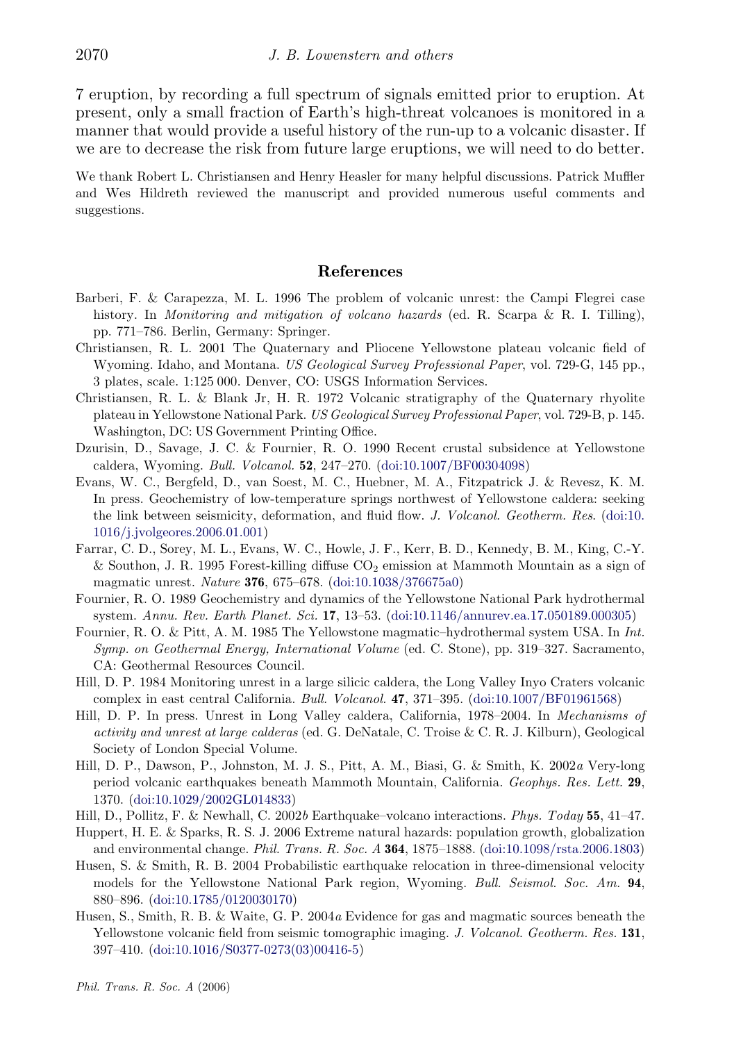7 eruption, by recording a full spectrum of signals emitted prior to eruption. At present, only a small fraction of Earth's high-threat volcanoes is monitored in a manner that would provide a useful history of the run-up to a volcanic disaster. If we are to decrease the risk from future large eruptions, we will need to do better.

We thank Robert L. Christiansen and Henry Heasler for many helpful discussions. Patrick Muffler and Wes Hildreth reviewed the manuscript and provided numerous useful comments and suggestions.

## References

Barberi, F. & Carapezza, M. L. 1996 The problem of volcanic unrest: the Campi Flegrei case history. In *Monitoring and mitigation of volcano hazards* (ed. R. Scarpa & R. I. Tilling), pp. 771–786. Berlin, Germany: Springer.

Christiansen, R. L. 2001 The Quaternary and Pliocene Yellowstone plateau volcanic field of Wyoming. Idaho, and Montana. *US Geological Survey Professional Paper*, vol. 729-G, 145 pp., 3 plates, scale. 1:125 000. Denver, CO: USGS Information Services.

Christiansen, R. L. & Blank Jr, H. R. 1972 Volcanic stratigraphy of the Quaternary rhyolite plateau in Yellowstone National Park. *US Geological Survey Professional Paper*, vol. 729-B, p. 145. Washington, DC: US Government Printing Office.

Dzurisin, D., Savage, J. C. & Fournier, R. O. 1990 Recent crustal subsidence at Yellowstone caldera, Wyoming. *Bull. Volcanol.* **52**, 247–270. (doi:10.1007/BF00304098)

Evans, W. C., Bergfeld, D., van Soest, M. C., Huebner, M. A., Fitzpatrick J. & Revesz, K. M. In press. Geochemistry of low-temperature springs northwest of Yellowstone caldera: seeking the link between seismicity, deformation, and fluid flow. *J. Volcanol. Geotherm. Res.* (doi:10.1016/j.jvolgeores.2006.01.001)

Farrar, C. D., Sorey, M. L., Evans, W. C., Howle, J. F., Kerr, B. D., Kennedy, B. M., King, C.-Y. & Southon, J. R. 1995 Forest-killing diffuse $CO_2$ emission at Mammoth Mountain as a sign of magmatic unrest. *Nature* **376**, 675–678. (doi:10.1038/376675a0)

Fournier, R. O. 1989 Geochemistry and dynamics of the Yellowstone National Park hydrothermal system. *Annu. Rev. Earth Planet. Sci.* **17**, 13–53. (doi:10.1146/annurev.ea.17.050189.000305)

Fournier, R. O. & Pitt, A. M. 1985 The Yellowstone magmatic–hydrothermal system USA. In *Int. Symp. on Geothermal Energy, International Volume* (ed. C. Stone), pp. 319–327. Sacramento, CA: Geothermal Resources Council.

Hill, D. P. 1984 Monitoring unrest in a large silicic caldera, the Long Valley Inyo Craters volcanic complex in east central California. *Bull. Volcanol.* **47**, 371–395. (doi:10.1007/BF01961568)

Hill, D. P. In press. Unrest in Long Valley caldera, California, 1978–2004. In *Mechanisms of activity and unrest at large calderas* (ed. G. DeNatale, C. Troise & C. R. J. Kilburn), Geological Society of London Special Volume.

Hill, D. P., Dawson, P., Johnston, M. J. S., Pitt, A. M., Biasi, G. & Smith, K. 2002*a* Very-long period volcanic earthquakes beneath Mammoth Mountain, California. *Geophys. Res. Lett.* **29**, 1370. (doi:10.1029/2002GL014833)

Hill, D., Pollitz, F. & Newhall, C. 2002*b* Earthquake–volcano interactions. *Phys. Today* **55**, 41–47.

Huppert, H. E. & Sparks, R. S. J. 2006 Extreme natural hazards: population growth, globalization and environmental change. *Phil. Trans. R. Soc. A* **364**, 1875–1888. (doi:10.1098/rsta.2006.1803)

Husen, S. & Smith, R. B. 2004 Probabilistic earthquake relocation in three-dimensional velocity models for the Yellowstone National Park region, Wyoming. *Bull. Seismol. Soc. Am.* **94**, 880–896. (doi:10.1785/0120030170)

Husen, S., Smith, R. B. & Waite, G. P. 2004*a* Evidence for gas and magmatic sources beneath the Yellowstone volcanic field from seismic tomographic imaging. *J. Volcanol. Geotherm. Res.* **131**, 397–410. (doi:10.1016/S0377-0273(03)00416-5)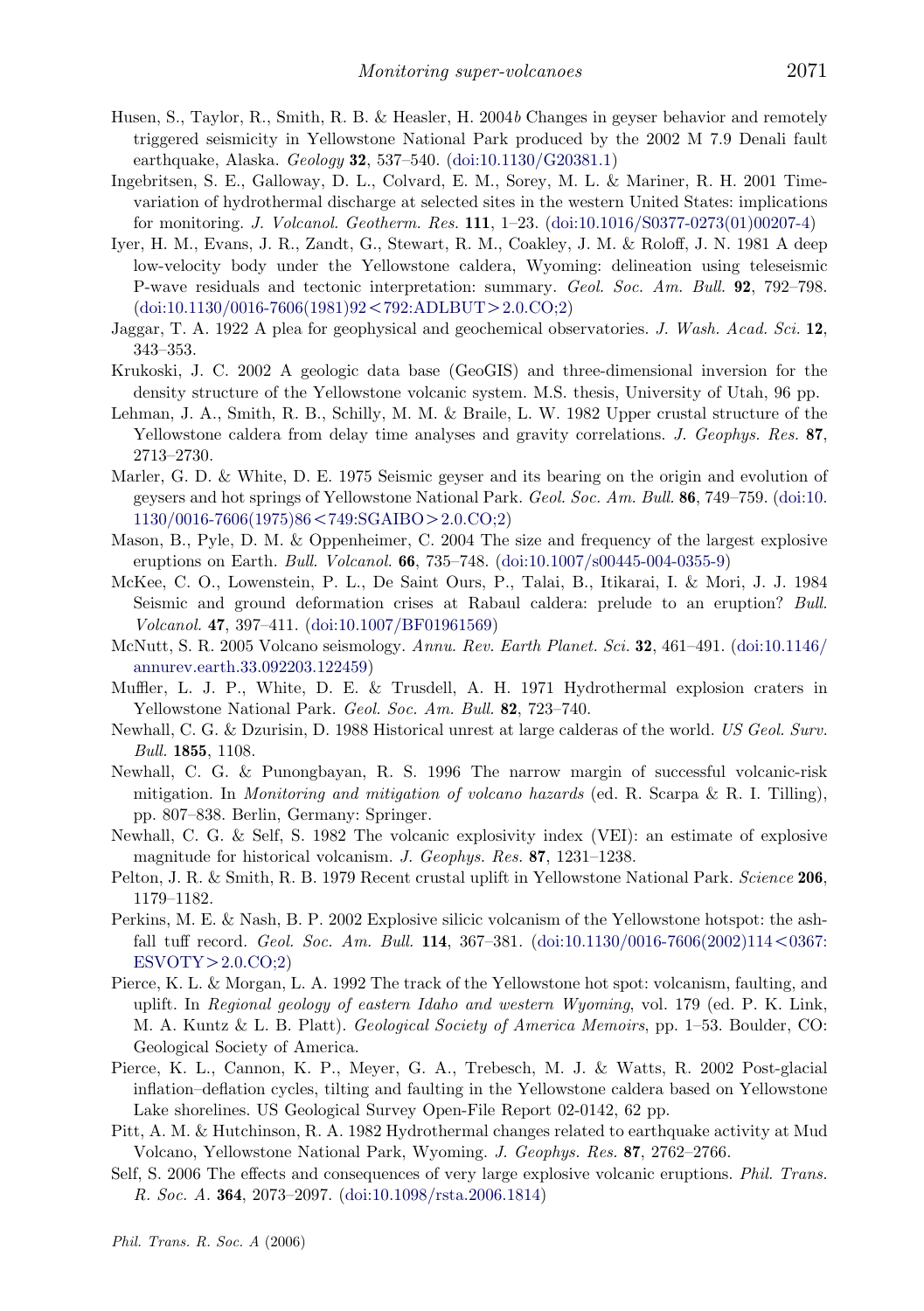Husen, S., Taylor, R., Smith, R. B. & Heasler, H. 2004*b* Changes in geyser behavior and remotely triggered seismicity in Yellowstone National Park produced by the 2002 M 7.9 Denali fault earthquake, Alaska. *Geology* **32**, 537–540. (doi:10.1130/G20381.1)

Ingebritsen, S. E., Galloway, D. L., Colvard, E. M., Sorey, M. L. & Mariner, R. H. 2001 Time-variation of hydrothermal discharge at selected sites in the western United States: implications for monitoring. *J. Volcanol. Geotherm. Res.* **111**, 1–23. (doi:10.1016/S0377-0273(01)00207-4)

Iyer, H. M., Evans, J. R., Zandt, G., Stewart, R. M., Coakley, J. M. & Roloff, J. N. 1981 A deep low-velocity body under the Yellowstone caldera, Wyoming: delineation using teleseismic P-wave residuals and tectonic interpretation: summary. *Geol. Soc. Am. Bull.* **92**, 792–798. (doi:10.1130/0016-7606(1981)92<792:ADLBUT>2.0.CO;2)

Jaggar, T. A. 1922 A plea for geophysical and geochemical observatories. *J. Wash. Acad. Sci.* **12**, 343–353.

Krukoski, J. C. 2002 A geologic data base (GeoGIS) and three-dimensional inversion for the density structure of the Yellowstone volcanic system. M.S. thesis, University of Utah, 96 pp.

Lehman, J. A., Smith, R. B., Schilly, M. M. & Braile, L. W. 1982 Upper crustal structure of the Yellowstone caldera from delay time analyses and gravity correlations. *J. Geophys. Res.* **87**, 2713–2730.

Marler, G. D. & White, D. E. 1975 Seismic geyser and its bearing on the origin and evolution of geysers and hot springs of Yellowstone National Park. *Geol. Soc. Am. Bull.* **86**, 749–759. (doi:10.1130/0016-7606(1975)86<749:SGAIBO>2.0.CO;2)

Mason, B., Pyle, D. M. & Oppenheimer, C. 2004 The size and frequency of the largest explosive eruptions on Earth. *Bull. Volcanol.* **66**, 735–748. (doi:10.1007/s00445-004-0355-9)

McKee, C. O., Lowenstein, P. L., De Saint Ours, P., Talai, B., Itikarai, I. & Mori, J. J. 1984 Seismic and ground deformation crises at Rabaul caldera: prelude to an eruption? *Bull. Volcanol.* **47**, 397–411. (doi:10.1007/BF01961569)

McNutt, S. R. 2005 Volcano seismology. *Annu. Rev. Earth Planet. Sci.* **32**, 461–491. (doi:10.1146/annurev.earth.33.092203.122459)

Muffler, L. J. P., White, D. E. & Trusdell, A. H. 1971 Hydrothermal explosion craters in Yellowstone National Park. *Geol. Soc. Am. Bull.* **82**, 723–740.

Newhall, C. G. & Dzurisin, D. 1988 Historical unrest at large calderas of the world. *US Geol. Surv. Bull.* **1855**, 1108.

Newhall, C. G. & Punongbayan, R. S. 1996 The narrow margin of successful volcanic-risk mitigation. In *Monitoring and mitigation of volcano hazards* (ed. R. Scarpa & R. I. Tilling), pp. 807–838. Berlin, Germany: Springer.

Newhall, C. G. & Self, S. 1982 The volcanic explosivity index (VEI): an estimate of explosive magnitude for historical volcanism. *J. Geophys. Res.* **87**, 1231–1238.

Pelton, J. R. & Smith, R. B. 1979 Recent crustal uplift in Yellowstone National Park. *Science* **206**, 1179–1182.

Perkins, M. E. & Nash, B. P. 2002 Explosive silicic volcanism of the Yellowstone hotspot: the ash-fall tuff record. *Geol. Soc. Am. Bull.* **114**, 367–381. (doi:10.1130/0016-7606(2002)114<0367:ESVOTY>2.0.CO;2)

Pierce, K. L. & Morgan, L. A. 1992 The track of the Yellowstone hot spot: volcanism, faulting, and uplift. In *Regional geology of eastern Idaho and western Wyoming*, vol. 179 (ed. P. K. Link, M. A. Kuntz & L. B. Platt). *Geological Society of America Memoirs*, pp. 1–53. Boulder, CO: Geological Society of America.

Pierce, K. L., Cannon, K. P., Meyer, G. A., Trebesch, M. J. & Watts, R. 2002 Post-glacial inflation–deflation cycles, tilting and faulting in the Yellowstone caldera based on Yellowstone Lake shorelines. US Geological Survey Open-File Report 02-0142, 62 pp.

Pitt, A. M. & Hutchinson, R. A. 1982 Hydrothermal changes related to earthquake activity at Mud Volcano, Yellowstone National Park, Wyoming. *J. Geophys. Res.* **87**, 2762–2766.

Self, S. 2006 The effects and consequences of very large explosive volcanic eruptions. *Phil. Trans. R. Soc. A.* **364**, 2073–2097. (doi:10.1098/rsta.2006.1814)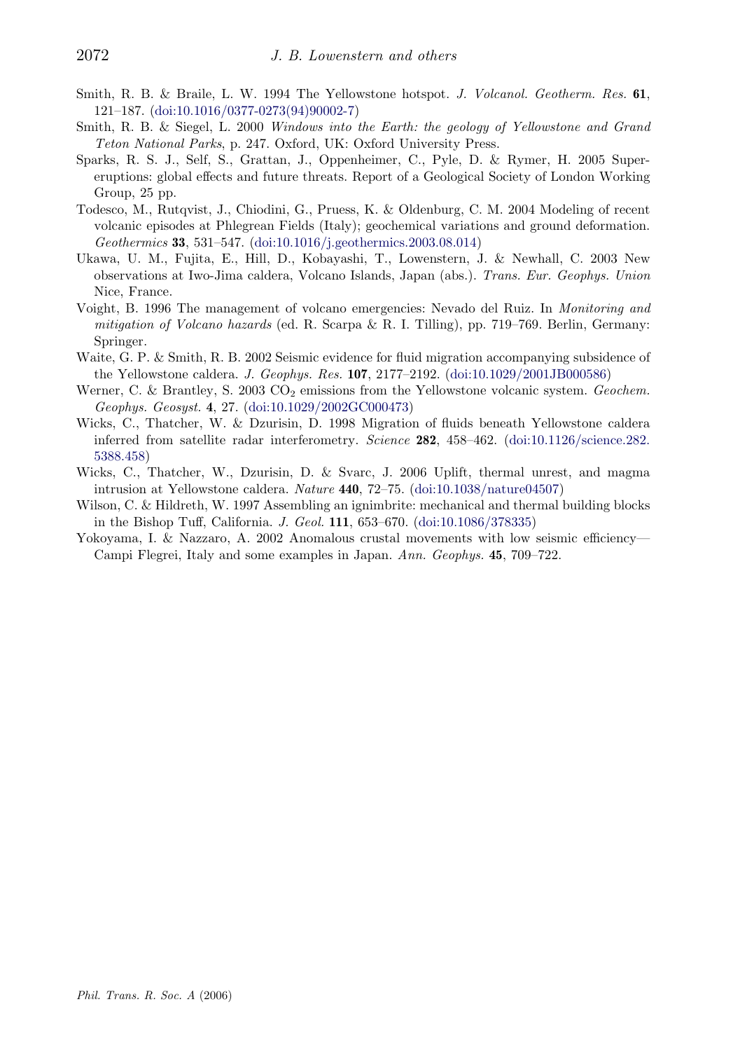Smith, R. B. & Braile, L. W. 1994 The Yellowstone hotspot. *J. Volcanol. Geotherm. Res.* **61**, 121–187. (doi:10.1016/0377-0273(94)90002-7)

Smith, R. B. & Siegel, L. 2000 *Windows into the Earth: the geology of Yellowstone and Grand Teton National Parks*, p. 247. Oxford, UK: Oxford University Press.

Sparks, R. S. J., Self, S., Grattan, J., Oppenheimer, C., Pyle, D. & Rymer, H. 2005 Super-eruptions: global effects and future threats. Report of a Geological Society of London Working Group, 25 pp.

Todesco, M., Rutqvist, J., Chiodini, G., Pruess, K. & Oldenburg, C. M. 2004 Modeling of recent volcanic episodes at Phlegrean Fields (Italy); geochemical variations and ground deformation. *Geothermics* **33**, 531–547. (doi:10.1016/j.geothermics.2003.08.014)

Ukawa, U. M., Fujita, E., Hill, D., Kobayashi, T., Lowenstern, J. & Newhall, C. 2003 New observations at Iwo-Jima caldera, Volcano Islands, Japan (abs.). *Trans. Eur. Geophys. Union* Nice, France.

Voight, B. 1996 The management of volcano emergencies: Nevado del Ruiz. In *Monitoring and mitigation of Volcano hazards* (ed. R. Scarpa & R. I. Tilling), pp. 719–769. Berlin, Germany: Springer.

Waite, G. P. & Smith, R. B. 2002 Seismic evidence for fluid migration accompanying subsidence of the Yellowstone caldera. *J. Geophys. Res.* **107**, 2177–2192. (doi:10.1029/2001JB000586)

Werner, C. & Brantley, S. 2003 $CO_2$ emissions from the Yellowstone volcanic system. *Geochem. Geophys. Geosyst.* **4**, 27. (doi:10.1029/2002GC000473)

Wicks, C., Thatcher, W. & Dzurisin, D. 1998 Migration of fluids beneath Yellowstone caldera inferred from satellite radar interferometry. *Science* **282**, 458–462. (doi:10.1126/science.282.5388.458)

Wicks, C., Thatcher, W., Dzurisin, D. & Svarc, J. 2006 Uplift, thermal unrest, and magma intrusion at Yellowstone caldera. *Nature* **440**, 72–75. (doi:10.1038/nature04507)

Wilson, C. & Hildreth, W. 1997 Assembling an ignimbrite: mechanical and thermal building blocks in the Bishop Tuff, California. *J. Geol.* **111**, 653–670. (doi:10.1086/378335)

Yokoyama, I. & Nazzaro, A. 2002 Anomalous crustal movements with low seismic efficiency—Campi Flegrei, Italy and some examples in Japan. *Ann. Geophys.* **45**, 709–722.